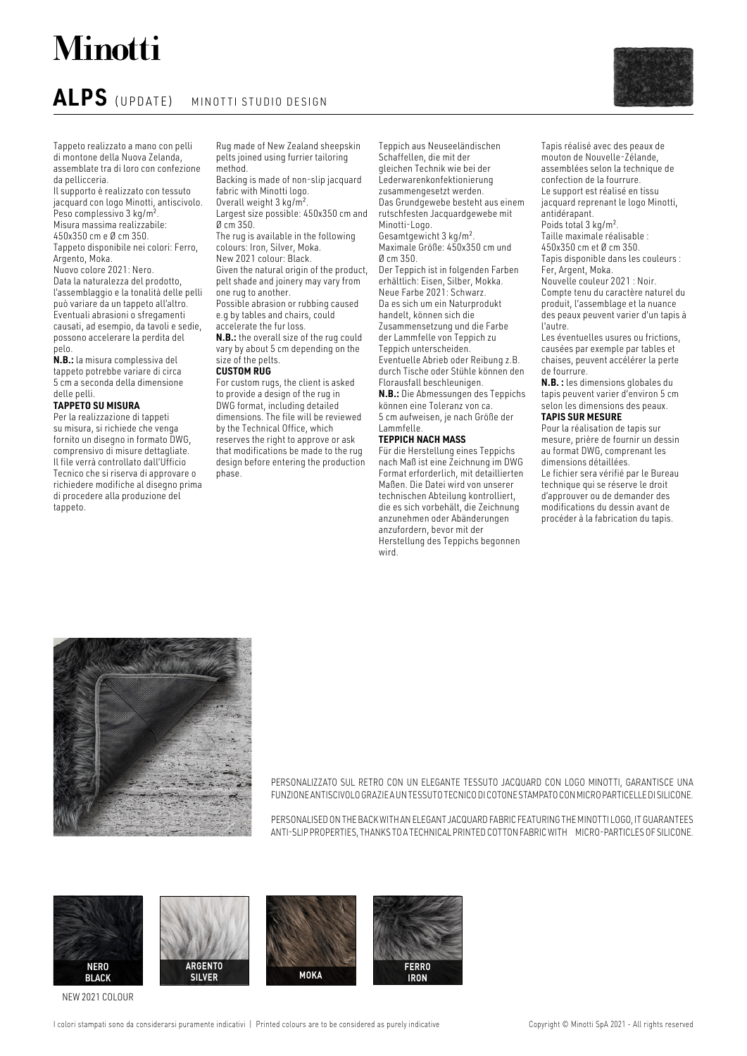# Minotti

## ALPS (UPDATE) MINOTTI STUDIO DESIGN

Tappeto realizzato a mano con pelli di montone della Nuova Zelanda, assemblate tra di loro con confezione da pellicceria.
Il supporto è realizzato con tessuto jacquard con logo Minotti, antiscivolo.
Peso complessivo 3 kg/m².
Misura massima realizzabile: 450x350 cm e Ø cm 350.
Tappeto disponibile nei colori: Ferro, Argento, Moka.
Nuovo colore 2021: Nero.
Data la naturalezza del prodotto, l'assemblaggio e la tonalità delle pelli può variare da un tappeto all'altro.
Eventuali abrasioni o sfregamenti causati, ad esempio, da tavoli e sedie, possono accelerare la perdita del pelo.
**N.B.:** la misura complessiva del tappeto potrebbe variare di circa 5 cm a seconda della dimensione delle pelli.

**TAPPETO SU MISURA**

Per la realizzazione di tappeti su misura, si richiede che venga fornito un disegno in formato DWG, comprensivo di misure dettagliate. Il file verrà controllato dall'Ufficio Tecnico che si riserva di approvare o richiedere modifiche al disegno prima di procedere alla produzione del tappeto.

Rug made of New Zealand sheepskin pelts joined using furrier tailoring method.
Backing is made of non-slip jacquard fabric with Minotti logo.
Overall weight 3 kg/m².
Largest size possible: 450x350 cm and Ø cm 350.
The rug is available in the following colours: Iron, Silver, Moka.
New 2021 colour: Black.
Given the natural origin of the product, pelt shade and joinery may vary from one rug to another.
Possible abrasion or rubbing caused e.g by tables and chairs, could accelerate the fur loss.
**N.B.:** the overall size of the rug could vary by about 5 cm depending on the size of the pelts.

**CUSTOM RUG**

For custom rugs, the client is asked to provide a design of the rug in DWG format, including detailed dimensions. The file will be reviewed by the Technical Office, which reserves the right to approve or ask that modifications be made to the rug design before entering the production phase.

Teppich aus Neuseeländischen Schaffellen, die mit der gleichen Technik wie bei der Lederwarenkonfektionierung zusammengesetzt werden.
Das Grundgewebe besteht aus einem rutschfesten Jacquardgewebe mit Minotti-Logo.
Gesamtgewicht 3 kg/m².
Maximale Größe: 450x350 cm und Ø cm 350.
Der Teppich ist in folgenden Farben erhältlich: Eisen, Silber, Mokka.
Neue Farbe 2021: Schwarz.
Da es sich um ein Naturprodukt handelt, können sich die Zusammensetzung und die Farbe der Lammfelle von Teppich zu Teppich unterscheiden.
Eventuelle Abrieb oder Reibung z.B. durch Tische oder Stühle können den Florausfall beschleunigen.
**N.B.:** Die Abmessungen des Teppichs können eine Toleranz von ca. 5 cm aufweisen, je nach Größe der Lammfelle.

**TEPPICH NACH MASS**

Für die Herstellung eines Teppichs nach Maß ist eine Zeichnung im DWG Format erforderlich, mit detaillierten Maßen. Die Datei wird von unserer technischen Abteilung kontrolliert, die es sich vorbehält, die Zeichnung anzunehmen oder Abänderungen anzufordern, bevor mit der Herstellung des Teppichs begonnen wird.

Tapis réalisé avec des peaux de mouton de Nouvelle-Zélande, assemblées selon la technique de confection de la fourrure.
Le support est réalisé en tissu jacquard reprenant le logo Minotti, antidérapant.
Poids total 3 kg/m².
Taille maximale réalisable : 450x350 cm et Ø cm 350.
Tapis disponible dans les couleurs : Fer, Argent, Moka.
Nouvelle couleur 2021 : Noir.
Compte tenu du caractère naturel du produit, l'assemblage et la nuance des peaux peuvent varier d'un tapis à l'autre.
Les éventuelles usures ou frictions, causées par exemple par tables et chaises, peuvent accélérer la perte de fourrure.
**N.B. :** les dimensions globales du tapis peuvent varier d'environ 5 cm selon les dimensions des peaux.

**TAPIS SUR MESURE**

Pour la réalisation de tapis sur mesure, prière de fournir un dessin au format DWG, comprenant les dimensions détaillées.
Le fichier sera vérifié par le Bureau technique qui se réserve le droit d'approuver ou de demander des modifications du dessin avant de procéder à la fabrication du tapis.

PERSONALIZZATO SUL RETRO CON UN ELEGANTE TESSUTO JACQUARD CON LOGO MINOTTI, GARANTISCE UNA FUNZIONE ANTISCIVOLO GRAZIE A UN TESSUTO TECNICO DI COTONE STAMPATO CON MICRO PARTICELLE DI SILICONE.

PERSONALISED ON THE BACK WITH AN ELEGANT JACQUARD FABRIC FEATURING THE MINOTTI LOGO, IT GUARANTEES ANTI-SLIP PROPERTIES, THANKS TO A TECHNICAL PRINTED COTTON FABRIC WITH MICRO-PARTICLES OF SILICONE.

NERO / BLACK — ARGENTO / SILVER — MOKA — FERRO / IRON

NEW 2021 COLOUR

I colori stampati sono da considerarsi puramente indicativi | Printed colours are to be considered as purely indicative

Copyright © Minotti SpA 2021 - All rights reserved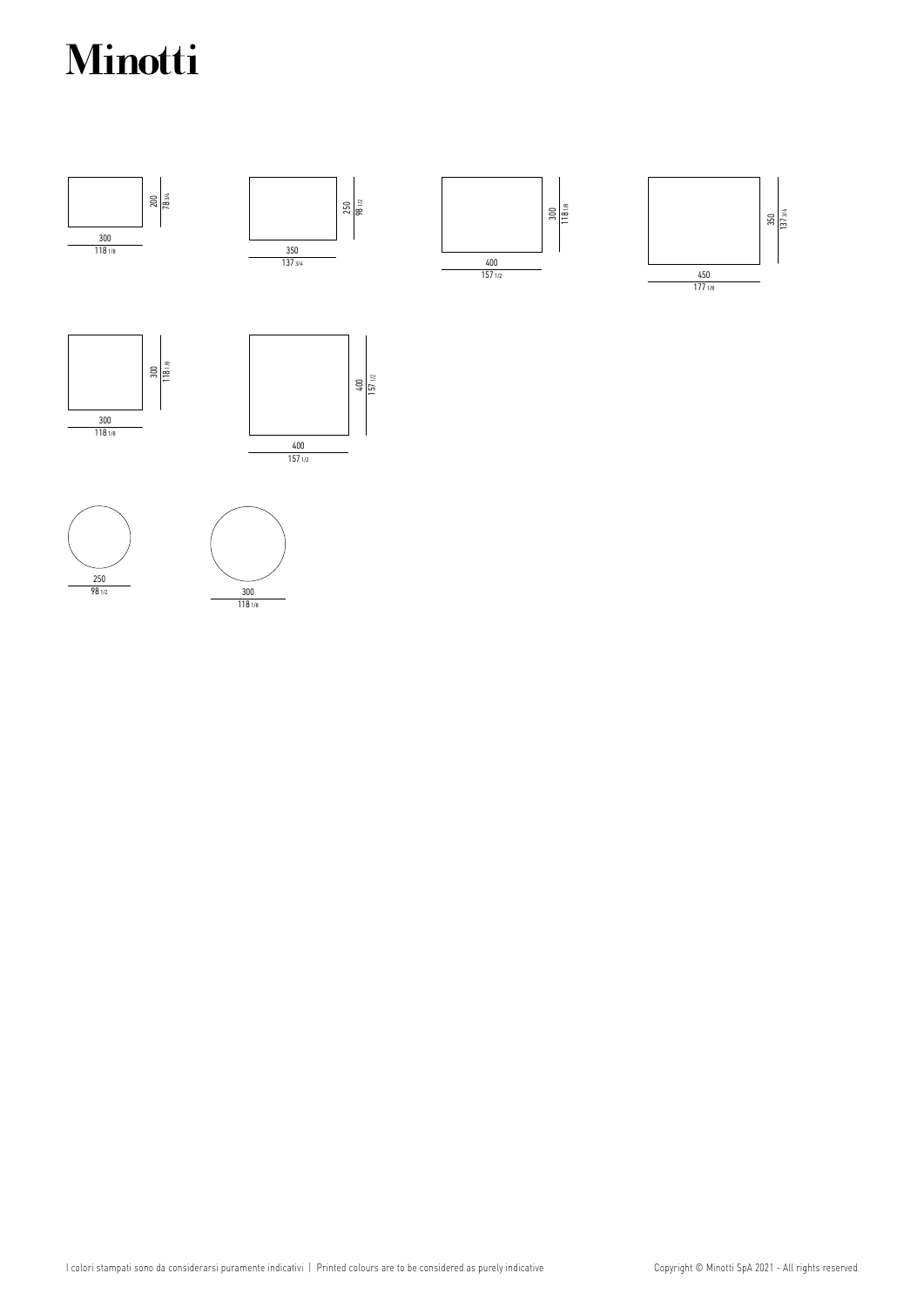# Minotti

300
118 1/8
200
78 3/4

350
137 3/4
250
98 1/2

400
157 1/2
300
118 1/8

450
177 1/8
350
137 3/4

300
118 1/8
300
118 1/8

400
157 1/2
400
157 1/2

250
98 1/2

300
118 1/8

I colori stampati sono da considerarsi puramente indicativi | Printed colours are to be considered as purely indicative

Copyright © Minotti SpA 2021 - All rights reserved